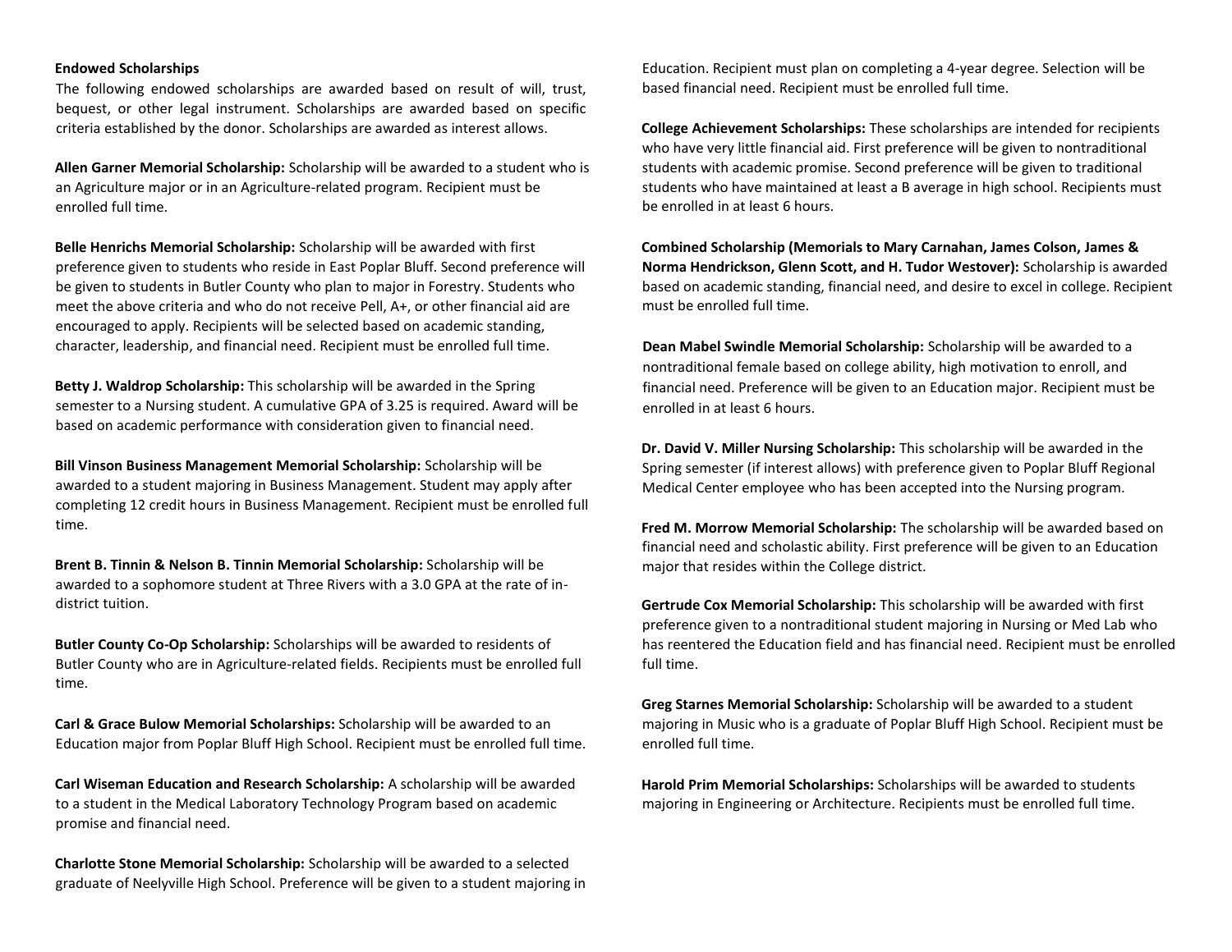## Endowed Scholarships

The following endowed scholarships are awarded based on result of will, trust, bequest, or other legal instrument. Scholarships are awarded based on specific criteria established by the donor. Scholarships are awarded as interest allows.

**Allen Garner Memorial Scholarship:** Scholarship will be awarded to a student who is an Agriculture major or in an Agriculture-related program. Recipient must be enrolled full time.

**Belle Henrichs Memorial Scholarship:** Scholarship will be awarded with first preference given to students who reside in East Poplar Bluff. Second preference will be given to students in Butler County who plan to major in Forestry. Students who meet the above criteria and who do not receive Pell, A+, or other financial aid are encouraged to apply. Recipients will be selected based on academic standing, character, leadership, and financial need. Recipient must be enrolled full time.

**Betty J. Waldrop Scholarship:** This scholarship will be awarded in the Spring semester to a Nursing student. A cumulative GPA of 3.25 is required. Award will be based on academic performance with consideration given to financial need.

**Bill Vinson Business Management Memorial Scholarship:** Scholarship will be awarded to a student majoring in Business Management. Student may apply after completing 12 credit hours in Business Management. Recipient must be enrolled full time.

**Brent B. Tinnin & Nelson B. Tinnin Memorial Scholarship:** Scholarship will be awarded to a sophomore student at Three Rivers with a 3.0 GPA at the rate of in-district tuition.

**Butler County Co-Op Scholarship:** Scholarships will be awarded to residents of Butler County who are in Agriculture-related fields. Recipients must be enrolled full time.

**Carl & Grace Bulow Memorial Scholarships:** Scholarship will be awarded to an Education major from Poplar Bluff High School. Recipient must be enrolled full time.

**Carl Wiseman Education and Research Scholarship:** A scholarship will be awarded to a student in the Medical Laboratory Technology Program based on academic promise and financial need.

**Charlotte Stone Memorial Scholarship:** Scholarship will be awarded to a selected graduate of Neelyville High School. Preference will be given to a student majoring in Education. Recipient must plan on completing a 4-year degree. Selection will be based financial need. Recipient must be enrolled full time.

**College Achievement Scholarships:** These scholarships are intended for recipients who have very little financial aid. First preference will be given to nontraditional students with academic promise. Second preference will be given to traditional students who have maintained at least a B average in high school. Recipients must be enrolled in at least 6 hours.

**Combined Scholarship (Memorials to Mary Carnahan, James Colson, James & Norma Hendrickson, Glenn Scott, and H. Tudor Westover):** Scholarship is awarded based on academic standing, financial need, and desire to excel in college. Recipient must be enrolled full time.

**Dean Mabel Swindle Memorial Scholarship:** Scholarship will be awarded to a nontraditional female based on college ability, high motivation to enroll, and financial need. Preference will be given to an Education major. Recipient must be enrolled in at least 6 hours.

**Dr. David V. Miller Nursing Scholarship:** This scholarship will be awarded in the Spring semester (if interest allows) with preference given to Poplar Bluff Regional Medical Center employee who has been accepted into the Nursing program.

**Fred M. Morrow Memorial Scholarship:** The scholarship will be awarded based on financial need and scholastic ability. First preference will be given to an Education major that resides within the College district.

**Gertrude Cox Memorial Scholarship:** This scholarship will be awarded with first preference given to a nontraditional student majoring in Nursing or Med Lab who has reentered the Education field and has financial need. Recipient must be enrolled full time.

**Greg Starnes Memorial Scholarship:** Scholarship will be awarded to a student majoring in Music who is a graduate of Poplar Bluff High School. Recipient must be enrolled full time.

**Harold Prim Memorial Scholarships:** Scholarships will be awarded to students majoring in Engineering or Architecture. Recipients must be enrolled full time.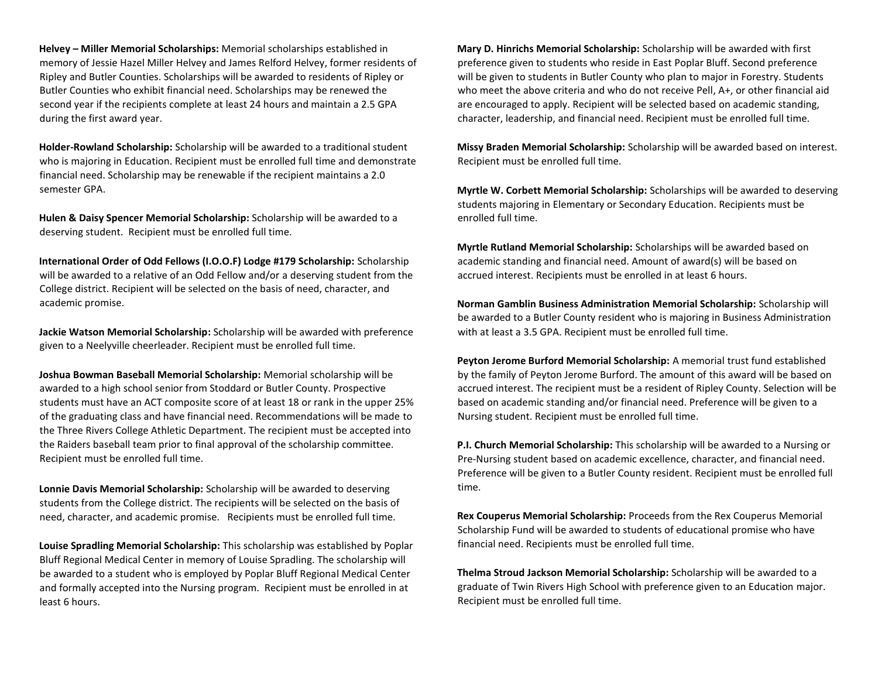**Helvey – Miller Memorial Scholarships:** Memorial scholarships established in memory of Jessie Hazel Miller Helvey and James Relford Helvey, former residents of Ripley and Butler Counties. Scholarships will be awarded to residents of Ripley or Butler Counties who exhibit financial need. Scholarships may be renewed the second year if the recipients complete at least 24 hours and maintain a 2.5 GPA during the first award year.

**Holder-Rowland Scholarship:** Scholarship will be awarded to a traditional student who is majoring in Education. Recipient must be enrolled full time and demonstrate financial need. Scholarship may be renewable if the recipient maintains a 2.0 semester GPA.

**Hulen & Daisy Spencer Memorial Scholarship:** Scholarship will be awarded to a deserving student. Recipient must be enrolled full time.

**International Order of Odd Fellows (I.O.O.F) Lodge #179 Scholarship:** Scholarship will be awarded to a relative of an Odd Fellow and/or a deserving student from the College district. Recipient will be selected on the basis of need, character, and academic promise.

**Jackie Watson Memorial Scholarship:** Scholarship will be awarded with preference given to a Neelyville cheerleader. Recipient must be enrolled full time.

**Joshua Bowman Baseball Memorial Scholarship:** Memorial scholarship will be awarded to a high school senior from Stoddard or Butler County. Prospective students must have an ACT composite score of at least 18 or rank in the upper 25% of the graduating class and have financial need. Recommendations will be made to the Three Rivers College Athletic Department. The recipient must be accepted into the Raiders baseball team prior to final approval of the scholarship committee. Recipient must be enrolled full time.

**Lonnie Davis Memorial Scholarship:** Scholarship will be awarded to deserving students from the College district. The recipients will be selected on the basis of need, character, and academic promise. Recipients must be enrolled full time.

**Louise Spradling Memorial Scholarship:** This scholarship was established by Poplar Bluff Regional Medical Center in memory of Louise Spradling. The scholarship will be awarded to a student who is employed by Poplar Bluff Regional Medical Center and formally accepted into the Nursing program. Recipient must be enrolled in at least 6 hours.

**Mary D. Hinrichs Memorial Scholarship:** Scholarship will be awarded with first preference given to students who reside in East Poplar Bluff. Second preference will be given to students in Butler County who plan to major in Forestry. Students who meet the above criteria and who do not receive Pell, A+, or other financial aid are encouraged to apply. Recipient will be selected based on academic standing, character, leadership, and financial need. Recipient must be enrolled full time.

**Missy Braden Memorial Scholarship:** Scholarship will be awarded based on interest. Recipient must be enrolled full time.

**Myrtle W. Corbett Memorial Scholarship:** Scholarships will be awarded to deserving students majoring in Elementary or Secondary Education. Recipients must be enrolled full time.

**Myrtle Rutland Memorial Scholarship:** Scholarships will be awarded based on academic standing and financial need. Amount of award(s) will be based on accrued interest. Recipients must be enrolled in at least 6 hours.

**Norman Gamblin Business Administration Memorial Scholarship:** Scholarship will be awarded to a Butler County resident who is majoring in Business Administration with at least a 3.5 GPA. Recipient must be enrolled full time.

**Peyton Jerome Burford Memorial Scholarship:** A memorial trust fund established by the family of Peyton Jerome Burford. The amount of this award will be based on accrued interest. The recipient must be a resident of Ripley County. Selection will be based on academic standing and/or financial need. Preference will be given to a Nursing student. Recipient must be enrolled full time.

**P.I. Church Memorial Scholarship:** This scholarship will be awarded to a Nursing or Pre-Nursing student based on academic excellence, character, and financial need. Preference will be given to a Butler County resident. Recipient must be enrolled full time.

**Rex Couperus Memorial Scholarship:** Proceeds from the Rex Couperus Memorial Scholarship Fund will be awarded to students of educational promise who have financial need. Recipients must be enrolled full time.

**Thelma Stroud Jackson Memorial Scholarship:** Scholarship will be awarded to a graduate of Twin Rivers High School with preference given to an Education major. Recipient must be enrolled full time.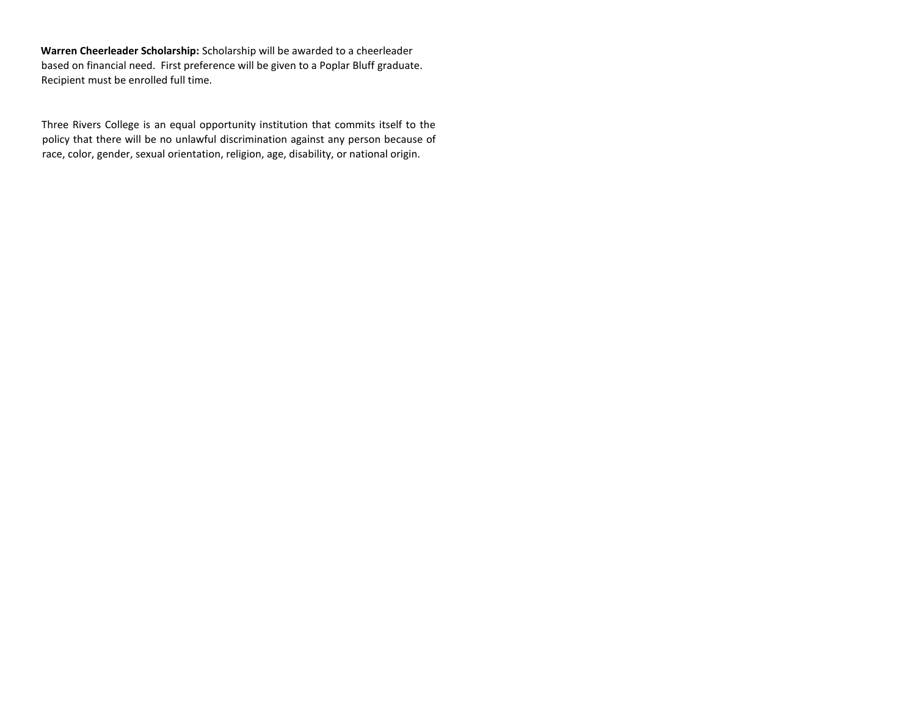**Warren Cheerleader Scholarship:** Scholarship will be awarded to a cheerleader based on financial need. First preference will be given to a Poplar Bluff graduate. Recipient must be enrolled full time.

Three Rivers College is an equal opportunity institution that commits itself to the policy that there will be no unlawful discrimination against any person because of race, color, gender, sexual orientation, religion, age, disability, or national origin.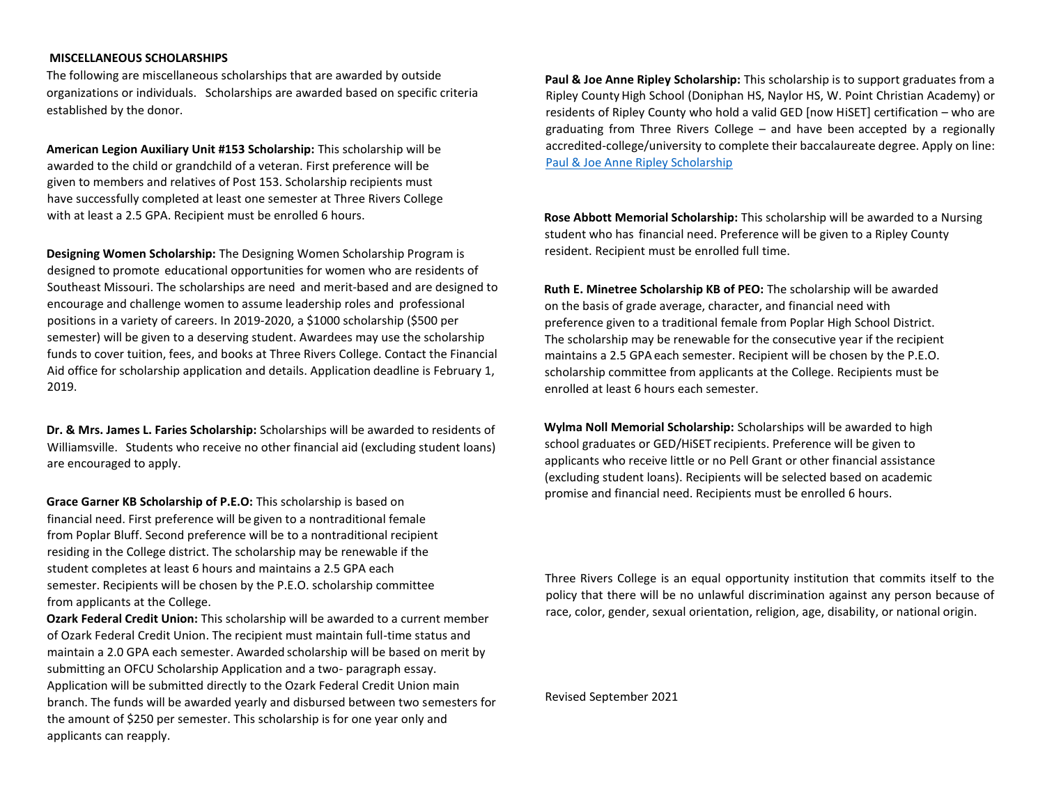## MISCELLANEOUS SCHOLARSHIPS

The following are miscellaneous scholarships that are awarded by outside organizations or individuals. Scholarships are awarded based on specific criteria established by the donor.

**American Legion Auxiliary Unit #153 Scholarship:** This scholarship will be awarded to the child or grandchild of a veteran. First preference will be given to members and relatives of Post 153. Scholarship recipients must have successfully completed at least one semester at Three Rivers College with at least a 2.5 GPA. Recipient must be enrolled 6 hours.

**Designing Women Scholarship:** The Designing Women Scholarship Program is designed to promote educational opportunities for women who are residents of Southeast Missouri. The scholarships are need and merit-based and are designed to encourage and challenge women to assume leadership roles and professional positions in a variety of careers. In 2019-2020, a $1000 scholarship ($500 per semester) will be given to a deserving student. Awardees may use the scholarship funds to cover tuition, fees, and books at Three Rivers College. Contact the Financial Aid office for scholarship application and details. Application deadline is February 1, 2019.

**Dr. & Mrs. James L. Faries Scholarship:** Scholarships will be awarded to residents of Williamsville. Students who receive no other financial aid (excluding student loans) are encouraged to apply.

**Grace Garner KB Scholarship of P.E.O:** This scholarship is based on financial need. First preference will be given to a nontraditional female from Poplar Bluff. Second preference will be to a nontraditional recipient residing in the College district. The scholarship may be renewable if the student completes at least 6 hours and maintains a 2.5 GPA each semester. Recipients will be chosen by the P.E.O. scholarship committee from applicants at the College.

**Ozark Federal Credit Union:** This scholarship will be awarded to a current member of Ozark Federal Credit Union. The recipient must maintain full-time status and maintain a 2.0 GPA each semester. Awarded scholarship will be based on merit by submitting an OFCU Scholarship Application and a two- paragraph essay. Application will be submitted directly to the Ozark Federal Credit Union main branch. The funds will be awarded yearly and disbursed between two semesters for the amount of $250 per semester. This scholarship is for one year only and applicants can reapply.

**Paul & Joe Anne Ripley Scholarship:** This scholarship is to support graduates from a Ripley County High School (Doniphan HS, Naylor HS, W. Point Christian Academy) or residents of Ripley County who hold a valid GED [now HiSET] certification – who are graduating from Three Rivers College – and have been accepted by a regionally accredited-college/university to complete their baccalaureate degree. Apply on line: Paul & Joe Anne Ripley Scholarship

**Rose Abbott Memorial Scholarship:** This scholarship will be awarded to a Nursing student who has financial need. Preference will be given to a Ripley County resident. Recipient must be enrolled full time.

**Ruth E. Minetree Scholarship KB of PEO:** The scholarship will be awarded on the basis of grade average, character, and financial need with preference given to a traditional female from Poplar High School District. The scholarship may be renewable for the consecutive year if the recipient maintains a 2.5 GPA each semester. Recipient will be chosen by the P.E.O. scholarship committee from applicants at the College. Recipients must be enrolled at least 6 hours each semester.

**Wylma Noll Memorial Scholarship:** Scholarships will be awarded to high school graduates or GED/HiSET recipients. Preference will be given to applicants who receive little or no Pell Grant or other financial assistance (excluding student loans). Recipients will be selected based on academic promise and financial need. Recipients must be enrolled 6 hours.

Three Rivers College is an equal opportunity institution that commits itself to the policy that there will be no unlawful discrimination against any person because of race, color, gender, sexual orientation, religion, age, disability, or national origin.

Revised September 2021